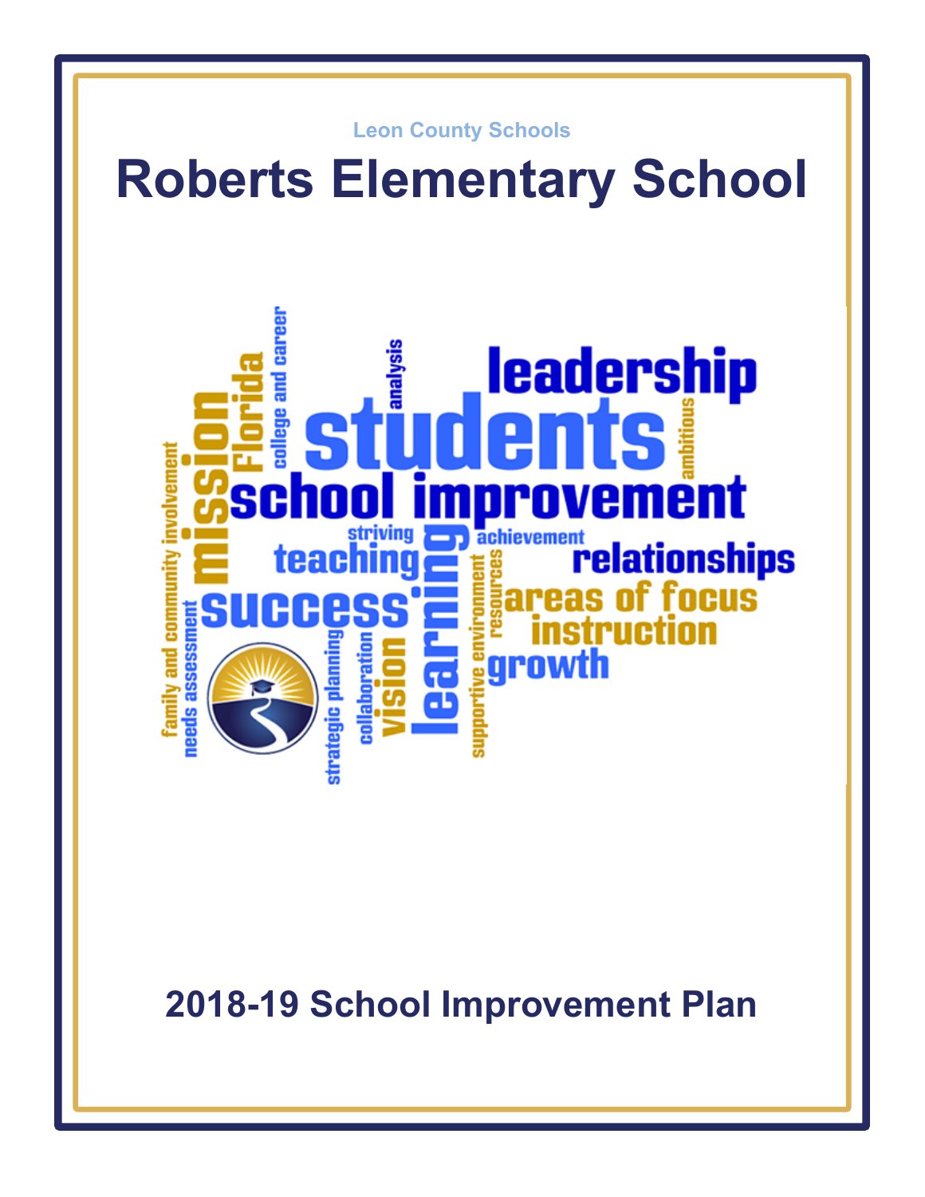Leon County Schools

# Roberts Elementary School

## 2018-19 School Improvement Plan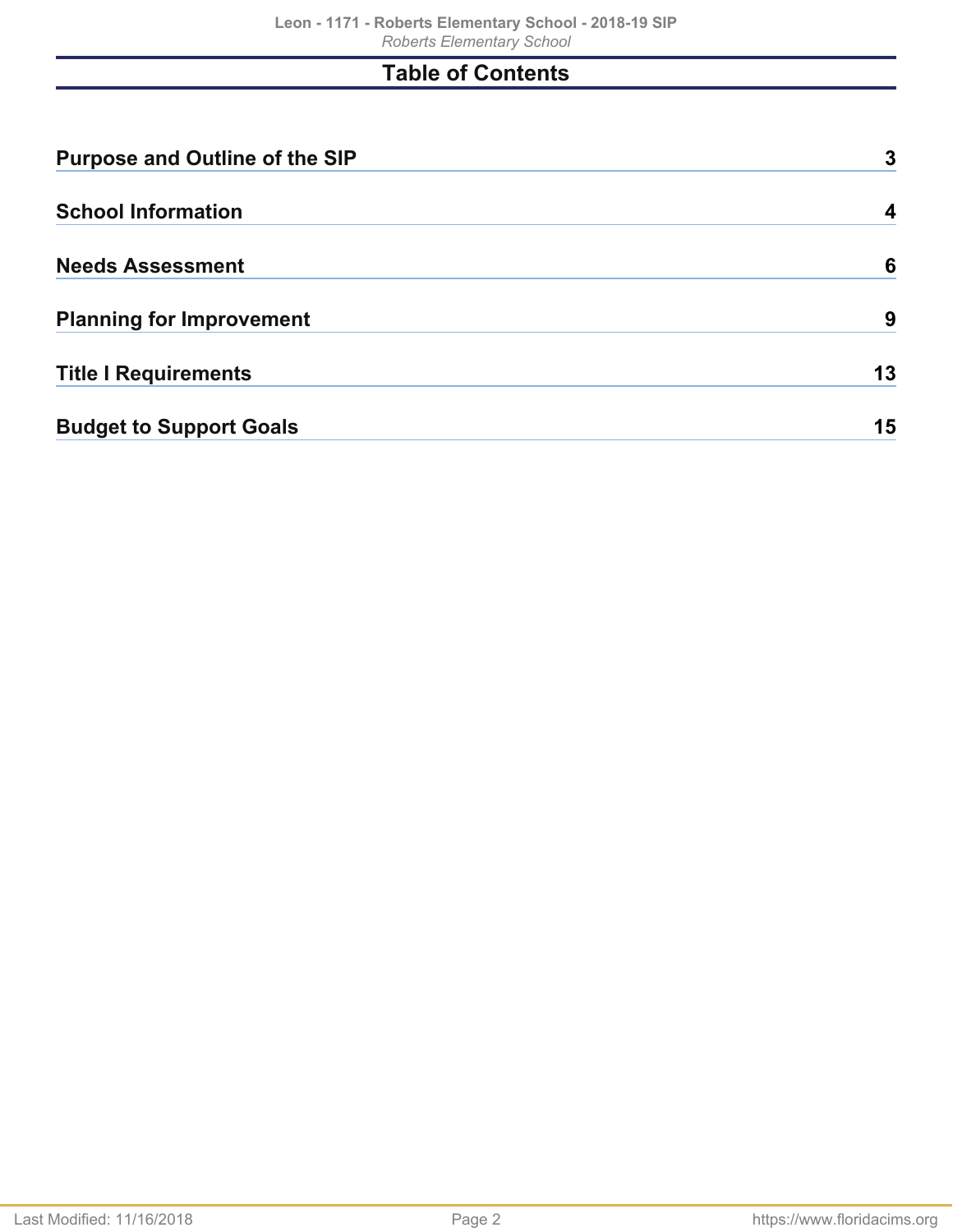# Table of Contents

| | |
|---|---|
| **Purpose and Outline of the SIP** | **3** |
| **School Information** | **4** |
| **Needs Assessment** | **6** |
| **Planning for Improvement** | **9** |
| **Title I Requirements** | **13** |
| **Budget to Support Goals** | **15** |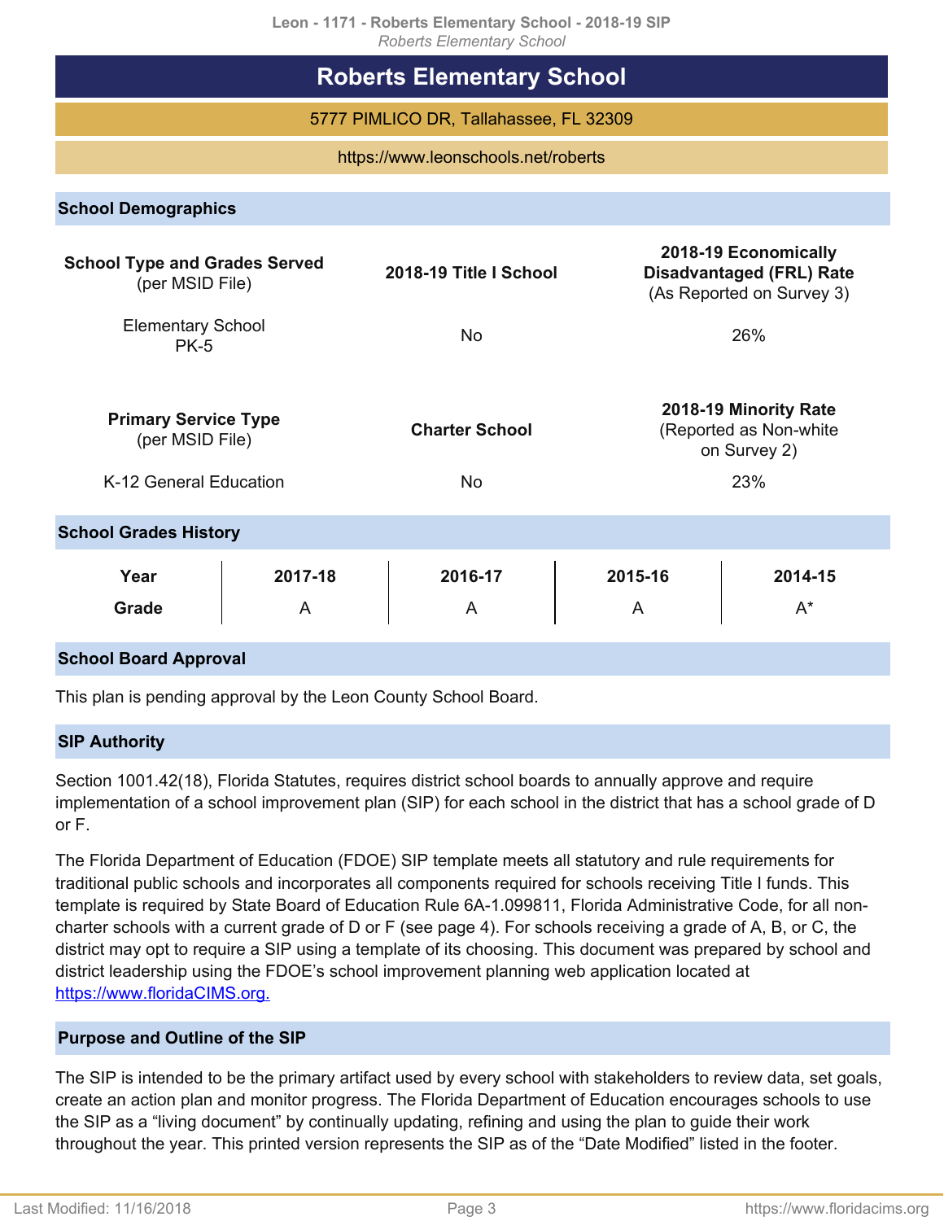# Roberts Elementary School

5777 PIMLICO DR, Tallahassee, FL 32309

https://www.leonschools.net/roberts

## School Demographics

| School Type and Grades Served (per MSID File) | 2018-19 Title I School | 2018-19 Economically Disadvantaged (FRL) Rate (As Reported on Survey 3) |
|---|---|---|
| Elementary School PK-5 | No | 26% |

| Primary Service Type (per MSID File) | Charter School | 2018-19 Minority Rate (Reported as Non-white on Survey 2) |
|---|---|---|
| K-12 General Education | No | 23% |

## School Grades History

| Year | 2017-18 | 2016-17 | 2015-16 | 2014-15 |
|---|---|---|---|---|
| Grade | A | A | A | A* |

## School Board Approval

This plan is pending approval by the Leon County School Board.

## SIP Authority

Section 1001.42(18), Florida Statutes, requires district school boards to annually approve and require implementation of a school improvement plan (SIP) for each school in the district that has a school grade of D or F.

The Florida Department of Education (FDOE) SIP template meets all statutory and rule requirements for traditional public schools and incorporates all components required for schools receiving Title I funds. This template is required by State Board of Education Rule 6A-1.099811, Florida Administrative Code, for all non-charter schools with a current grade of D or F (see page 4). For schools receiving a grade of A, B, or C, the district may opt to require a SIP using a template of its choosing. This document was prepared by school and district leadership using the FDOE's school improvement planning web application located at https://www.floridaCIMS.org.

## Purpose and Outline of the SIP

The SIP is intended to be the primary artifact used by every school with stakeholders to review data, set goals, create an action plan and monitor progress. The Florida Department of Education encourages schools to use the SIP as a "living document" by continually updating, refining and using the plan to guide their work throughout the year. This printed version represents the SIP as of the "Date Modified" listed in the footer.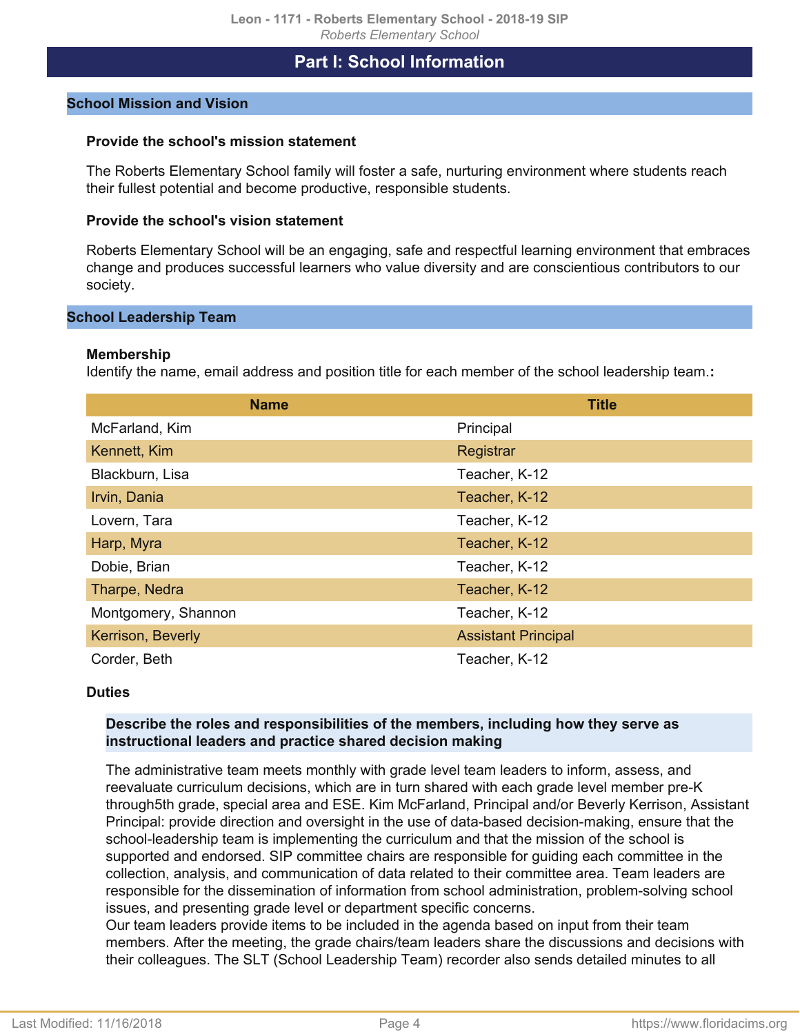# Part I: School Information

## School Mission and Vision

**Provide the school's mission statement**

The Roberts Elementary School family will foster a safe, nurturing environment where students reach their fullest potential and become productive, responsible students.

**Provide the school's vision statement**

Roberts Elementary School will be an engaging, safe and respectful learning environment that embraces change and produces successful learners who value diversity and are conscientious contributors to our society.

## School Leadership Team

**Membership**

Identify the name, email address and position title for each member of the school leadership team.**:**

| Name | Title |
|---|---|
| McFarland, Kim | Principal |
| Kennett, Kim | Registrar |
| Blackburn, Lisa | Teacher, K-12 |
| Irvin, Dania | Teacher, K-12 |
| Lovern, Tara | Teacher, K-12 |
| Harp, Myra | Teacher, K-12 |
| Dobie, Brian | Teacher, K-12 |
| Tharpe, Nedra | Teacher, K-12 |
| Montgomery, Shannon | Teacher, K-12 |
| Kerrison, Beverly | Assistant Principal |
| Corder, Beth | Teacher, K-12 |

**Duties**

**Describe the roles and responsibilities of the members, including how they serve as instructional leaders and practice shared decision making**

The administrative team meets monthly with grade level team leaders to inform, assess, and reevaluate curriculum decisions, which are in turn shared with each grade level member pre-K through5th grade, special area and ESE. Kim McFarland, Principal and/or Beverly Kerrison, Assistant Principal: provide direction and oversight in the use of data-based decision-making, ensure that the school-leadership team is implementing the curriculum and that the mission of the school is supported and endorsed. SIP committee chairs are responsible for guiding each committee in the collection, analysis, and communication of data related to their committee area. Team leaders are responsible for the dissemination of information from school administration, problem-solving school issues, and presenting grade level or department specific concerns.
Our team leaders provide items to be included in the agenda based on input from their team members. After the meeting, the grade chairs/team leaders share the discussions and decisions with their colleagues. The SLT (School Leadership Team) recorder also sends detailed minutes to all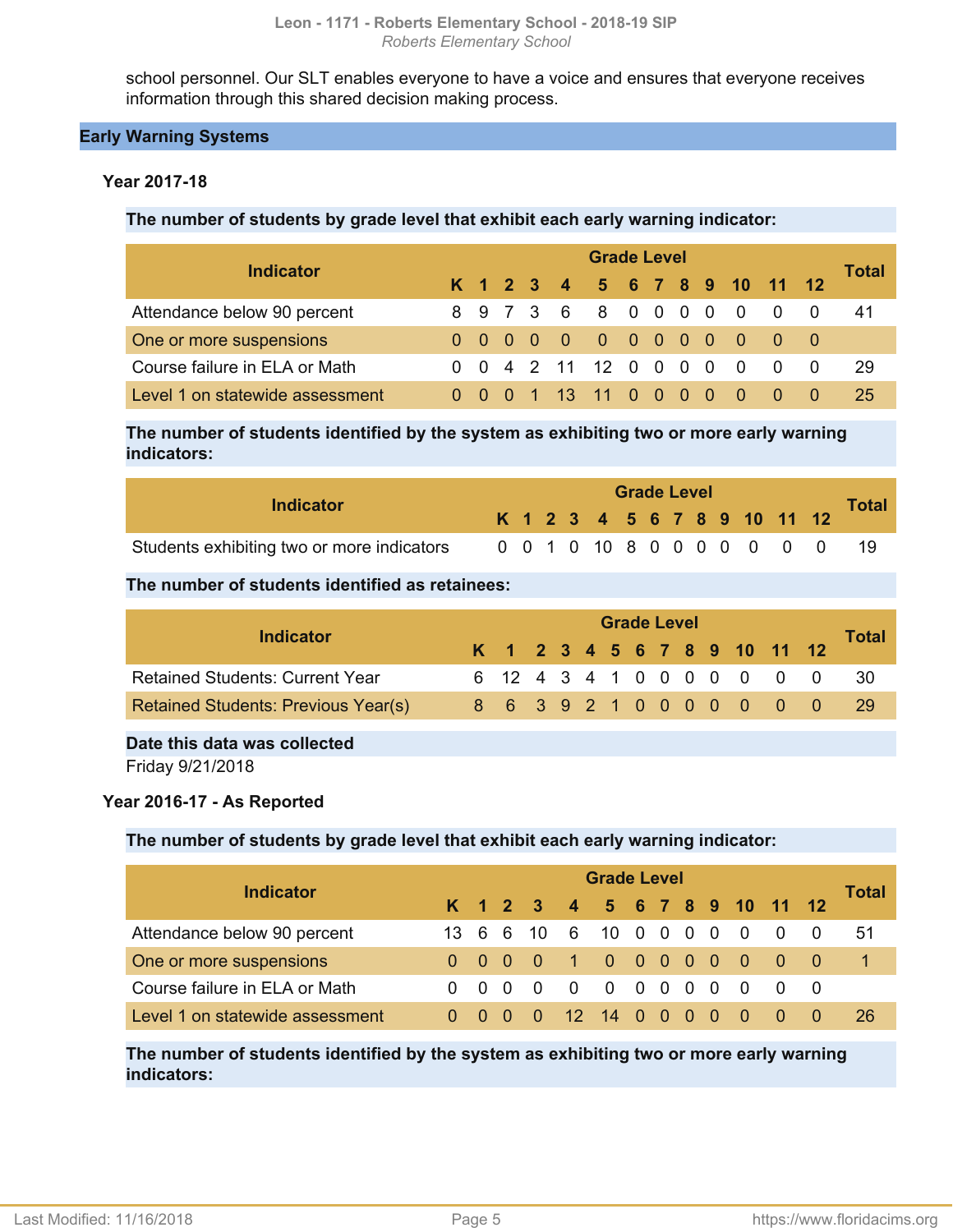school personnel. Our SLT enables everyone to have a voice and ensures that everyone receives information through this shared decision making process.

## Early Warning Systems

### Year 2017-18

**The number of students by grade level that exhibit each early warning indicator:**

| Indicator | Grade Level | | | | | | | | | | | | | Total |
|---|---|---|---|---|---|---|---|---|---|---|---|---|---|---|
| | K | 1 | 2 | 3 | 4 | 5 | 6 | 7 | 8 | 9 | 10 | 11 | 12 | |
| Attendance below 90 percent | 8 | 9 | 7 | 3 | 6 | 8 | 0 | 0 | 0 | 0 | 0 | 0 | 0 | 41 |
| One or more suspensions | 0 | 0 | 0 | 0 | 0 | 0 | 0 | 0 | 0 | 0 | 0 | 0 | 0 | |
| Course failure in ELA or Math | 0 | 0 | 4 | 2 | 11 | 12 | 0 | 0 | 0 | 0 | 0 | 0 | 0 | 29 |
| Level 1 on statewide assessment | 0 | 0 | 0 | 1 | 13 | 11 | 0 | 0 | 0 | 0 | 0 | 0 | 0 | 25 |

**The number of students identified by the system as exhibiting two or more early warning indicators:**

| Indicator | Grade Level | | | | | | | | | | | | | Total |
|---|---|---|---|---|---|---|---|---|---|---|---|---|---|---|
| | K | 1 | 2 | 3 | 4 | 5 | 6 | 7 | 8 | 9 | 10 | 11 | 12 | |
| Students exhibiting two or more indicators | 0 | 0 | 1 | 0 | 10 | 8 | 0 | 0 | 0 | 0 | 0 | 0 | 0 | 19 |

**The number of students identified as retainees:**

| Indicator | Grade Level | | | | | | | | | | | | | Total |
|---|---|---|---|---|---|---|---|---|---|---|---|---|---|---|
| | K | 1 | 2 | 3 | 4 | 5 | 6 | 7 | 8 | 9 | 10 | 11 | 12 | |
| Retained Students: Current Year | 6 | 12 | 4 | 3 | 4 | 1 | 0 | 0 | 0 | 0 | 0 | 0 | 0 | 30 |
| Retained Students: Previous Year(s) | 8 | 6 | 3 | 9 | 2 | 1 | 0 | 0 | 0 | 0 | 0 | 0 | 0 | 29 |

**Date this data was collected**

Friday 9/21/2018

### Year 2016-17 - As Reported

**The number of students by grade level that exhibit each early warning indicator:**

| Indicator | Grade Level | | | | | | | | | | | | | Total |
|---|---|---|---|---|---|---|---|---|---|---|---|---|---|---|
| | K | 1 | 2 | 3 | 4 | 5 | 6 | 7 | 8 | 9 | 10 | 11 | 12 | |
| Attendance below 90 percent | 13 | 6 | 6 | 10 | 6 | 10 | 0 | 0 | 0 | 0 | 0 | 0 | 0 | 51 |
| One or more suspensions | 0 | 0 | 0 | 0 | 1 | 0 | 0 | 0 | 0 | 0 | 0 | 0 | 0 | 1 |
| Course failure in ELA or Math | 0 | 0 | 0 | 0 | 0 | 0 | 0 | 0 | 0 | 0 | 0 | 0 | 0 | |
| Level 1 on statewide assessment | 0 | 0 | 0 | 0 | 12 | 14 | 0 | 0 | 0 | 0 | 0 | 0 | 0 | 26 |

**The number of students identified by the system as exhibiting two or more early warning indicators:**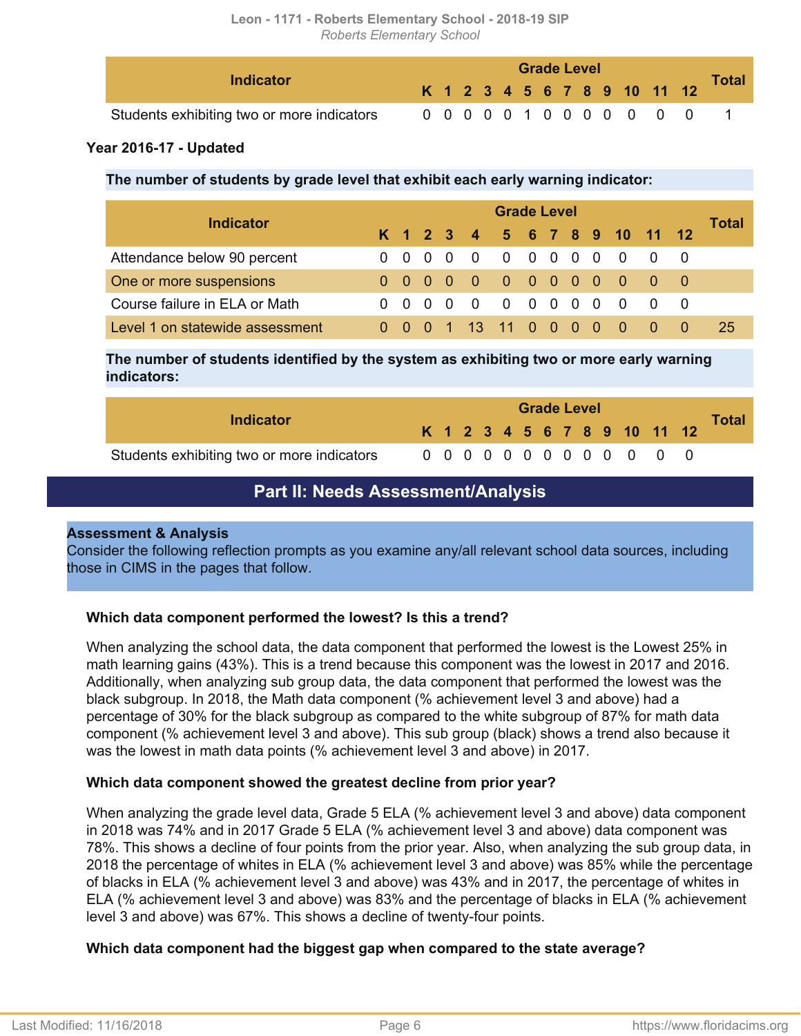| Indicator | Grade Level | | | | | | | | | | | | | Total |
|---|---|---|---|---|---|---|---|---|---|---|---|---|---|---|
| | K | 1 | 2 | 3 | 4 | 5 | 6 | 7 | 8 | 9 | 10 | 11 | 12 | |
| Students exhibiting two or more indicators | 0 | 0 | 0 | 0 | 0 | 1 | 0 | 0 | 0 | 0 | 0 | 0 | 0 | 1 |

**Year 2016-17 - Updated**

**The number of students by grade level that exhibit each early warning indicator:**

| Indicator | Grade Level | | | | | | | | | | | | | Total |
|---|---|---|---|---|---|---|---|---|---|---|---|---|---|---|
| | K | 1 | 2 | 3 | 4 | 5 | 6 | 7 | 8 | 9 | 10 | 11 | 12 | |
| Attendance below 90 percent | 0 | 0 | 0 | 0 | 0 | 0 | 0 | 0 | 0 | 0 | 0 | 0 | 0 | |
| One or more suspensions | 0 | 0 | 0 | 0 | 0 | 0 | 0 | 0 | 0 | 0 | 0 | 0 | 0 | |
| Course failure in ELA or Math | 0 | 0 | 0 | 0 | 0 | 0 | 0 | 0 | 0 | 0 | 0 | 0 | 0 | |
| Level 1 on statewide assessment | 0 | 0 | 0 | 1 | 13 | 11 | 0 | 0 | 0 | 0 | 0 | 0 | 0 | 25 |

**The number of students identified by the system as exhibiting two or more early warning indicators:**

| Indicator | Grade Level | | | | | | | | | | | | | Total |
|---|---|---|---|---|---|---|---|---|---|---|---|---|---|---|
| | K | 1 | 2 | 3 | 4 | 5 | 6 | 7 | 8 | 9 | 10 | 11 | 12 | |
| Students exhibiting two or more indicators | 0 | 0 | 0 | 0 | 0 | 0 | 0 | 0 | 0 | 0 | 0 | 0 | 0 | |

## Part II: Needs Assessment/Analysis

**Assessment & Analysis**

Consider the following reflection prompts as you examine any/all relevant school data sources, including those in CIMS in the pages that follow.

**Which data component performed the lowest? Is this a trend?**

When analyzing the school data, the data component that performed the lowest is the Lowest 25% in math learning gains (43%). This is a trend because this component was the lowest in 2017 and 2016. Additionally, when analyzing sub group data, the data component that performed the lowest was the black subgroup. In 2018, the Math data component (% achievement level 3 and above) had a percentage of 30% for the black subgroup as compared to the white subgroup of 87% for math data component (% achievement level 3 and above). This sub group (black) shows a trend also because it was the lowest in math data points (% achievement level 3 and above) in 2017.

**Which data component showed the greatest decline from prior year?**

When analyzing the grade level data, Grade 5 ELA (% achievement level 3 and above) data component in 2018 was 74% and in 2017 Grade 5 ELA (% achievement level 3 and above) data component was 78%. This shows a decline of four points from the prior year. Also, when analyzing the sub group data, in 2018 the percentage of whites in ELA (% achievement level 3 and above) was 85% while the percentage of blacks in ELA (% achievement level 3 and above) was 43% and in 2017, the percentage of whites in ELA (% achievement level 3 and above) was 83% and the percentage of blacks in ELA (% achievement level 3 and above) was 67%. This shows a decline of twenty-four points.

**Which data component had the biggest gap when compared to the state average?**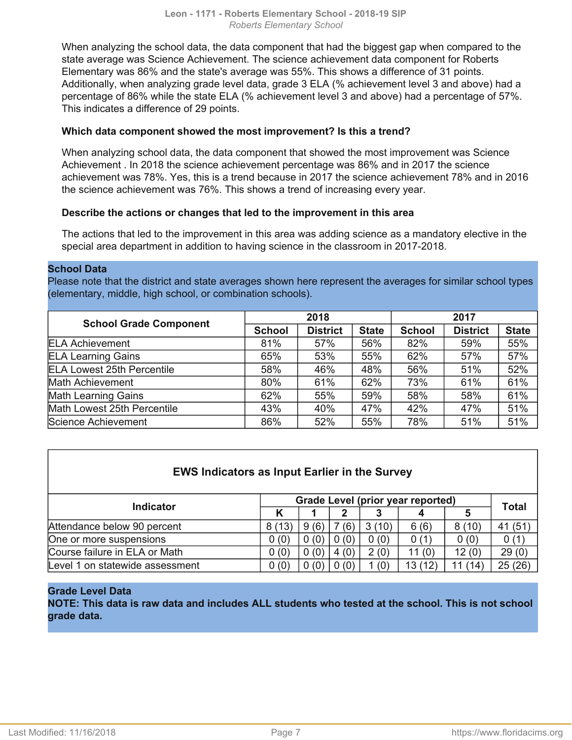When analyzing the school data, the data component that had the biggest gap when compared to the state average was Science Achievement. The science achievement data component for Roberts Elementary was 86% and the state's average was 55%. This shows a difference of 31 points. Additionally, when analyzing grade level data, grade 3 ELA (% achievement level 3 and above) had a percentage of 86% while the state ELA (% achievement level 3 and above) had a percentage of 57%. This indicates a difference of 29 points.

**Which data component showed the most improvement? Is this a trend?**

When analyzing school data, the data component that showed the most improvement was Science Achievement . In 2018 the science achievement percentage was 86% and in 2017 the science achievement was 78%. Yes, this is a trend because in 2017 the science achievement 78% and in 2016 the science achievement was 76%. This shows a trend of increasing every year.

**Describe the actions or changes that led to the improvement in this area**

The actions that led to the improvement in this area was adding science as a mandatory elective in the special area department in addition to having science in the classroom in 2017-2018.

**School Data**

Please note that the district and state averages shown here represent the averages for similar school types (elementary, middle, high school, or combination schools).

| School Grade Component | 2018 | | | 2017 | | |
|---|---|---|---|---|---|---|
| | School | District | State | School | District | State |
| ELA Achievement | 81% | 57% | 56% | 82% | 59% | 55% |
| ELA Learning Gains | 65% | 53% | 55% | 62% | 57% | 57% |
| ELA Lowest 25th Percentile | 58% | 46% | 48% | 56% | 51% | 52% |
| Math Achievement | 80% | 61% | 62% | 73% | 61% | 61% |
| Math Learning Gains | 62% | 55% | 59% | 58% | 58% | 61% |
| Math Lowest 25th Percentile | 43% | 40% | 47% | 42% | 47% | 51% |
| Science Achievement | 86% | 52% | 55% | 78% | 51% | 51% |

**EWS Indicators as Input Earlier in the Survey**

| Indicator | Grade Level (prior year reported) | | | | | | Total |
|---|---|---|---|---|---|---|---|
| | K | 1 | 2 | 3 | 4 | 5 | |
| Attendance below 90 percent | 8 (13) | 9 (6) | 7 (6) | 3 (10) | 6 (6) | 8 (10) | 41 (51) |
| One or more suspensions | 0 (0) | 0 (0) | 0 (0) | 0 (0) | 0 (1) | 0 (0) | 0 (1) |
| Course failure in ELA or Math | 0 (0) | 0 (0) | 4 (0) | 2 (0) | 11 (0) | 12 (0) | 29 (0) |
| Level 1 on statewide assessment | 0 (0) | 0 (0) | 0 (0) | 1 (0) | 13 (12) | 11 (14) | 25 (26) |

**Grade Level Data**

**NOTE: This data is raw data and includes ALL students who tested at the school. This is not school grade data.**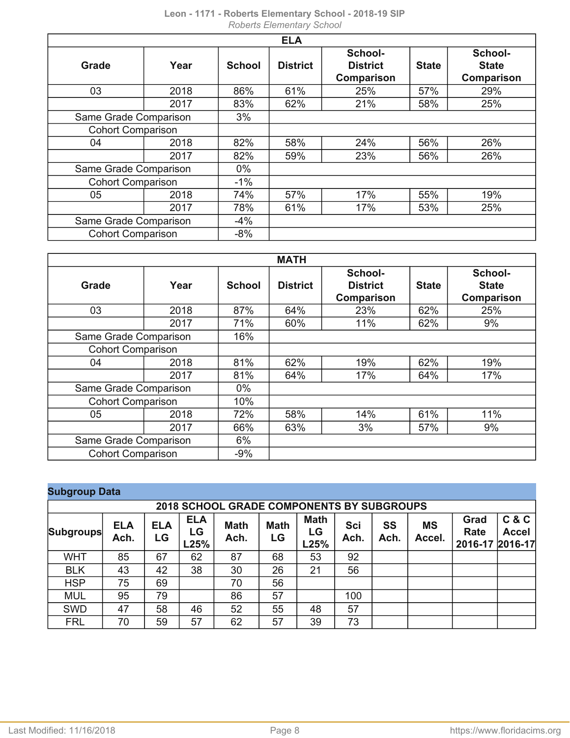| ELA | | | | | | |
|---|---|---|---|---|---|---|
| Grade | Year | School | District | School-District Comparison | State | School-State Comparison |
| 03 | 2018 | 86% | 61% | 25% | 57% | 29% |
| | 2017 | 83% | 62% | 21% | 58% | 25% |
| Same Grade Comparison | | 3% | | | | |
| Cohort Comparison | | | | | | |
| 04 | 2018 | 82% | 58% | 24% | 56% | 26% |
| | 2017 | 82% | 59% | 23% | 56% | 26% |
| Same Grade Comparison | | 0% | | | | |
| Cohort Comparison | | -1% | | | | |
| 05 | 2018 | 74% | 57% | 17% | 55% | 19% |
| | 2017 | 78% | 61% | 17% | 53% | 25% |
| Same Grade Comparison | | -4% | | | | |
| Cohort Comparison | | -8% | | | | |

| MATH | | | | | | |
|---|---|---|---|---|---|---|
| Grade | Year | School | District | School-District Comparison | State | School-State Comparison |
| 03 | 2018 | 87% | 64% | 23% | 62% | 25% |
| | 2017 | 71% | 60% | 11% | 62% | 9% |
| Same Grade Comparison | | 16% | | | | |
| Cohort Comparison | | | | | | |
| 04 | 2018 | 81% | 62% | 19% | 62% | 19% |
| | 2017 | 81% | 64% | 17% | 64% | 17% |
| Same Grade Comparison | | 0% | | | | |
| Cohort Comparison | | 10% | | | | |
| 05 | 2018 | 72% | 58% | 14% | 61% | 11% |
| | 2017 | 66% | 63% | 3% | 57% | 9% |
| Same Grade Comparison | | 6% | | | | |
| Cohort Comparison | | -9% | | | | |

## Subgroup Data

| 2018 SCHOOL GRADE COMPONENTS BY SUBGROUPS | | | | | | | | | | | |
|---|---|---|---|---|---|---|---|---|---|---|---|
| Subgroups | ELA Ach. | ELA LG | ELA LG L25% | Math Ach. | Math LG | Math LG L25% | Sci Ach. | SS Ach. | MS Accel. | Grad Rate 2016-17 | C & C Accel 2016-17 |
| WHT | 85 | 67 | 62 | 87 | 68 | 53 | 92 | | | | |
| BLK | 43 | 42 | 38 | 30 | 26 | 21 | 56 | | | | |
| HSP | 75 | 69 | | 70 | 56 | | | | | | |
| MUL | 95 | 79 | | 86 | 57 | | 100 | | | | |
| SWD | 47 | 58 | 46 | 52 | 55 | 48 | 57 | | | | |
| FRL | 70 | 59 | 57 | 62 | 57 | 39 | 73 | | | | |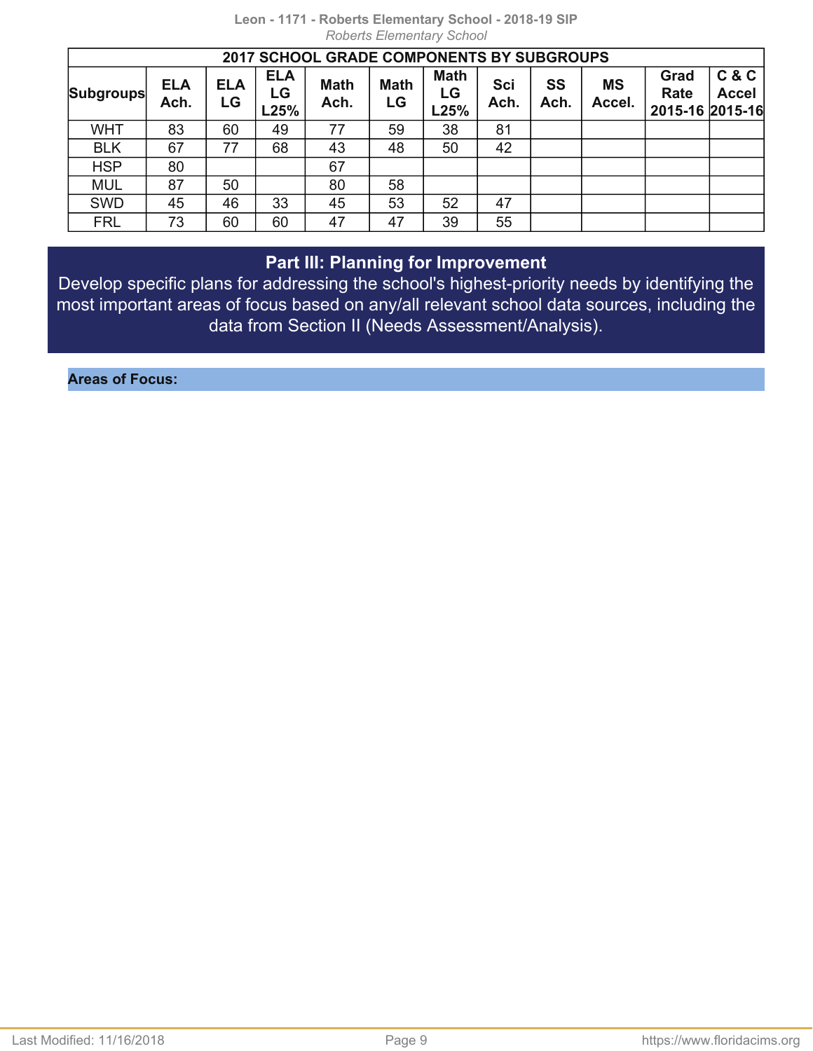| 2017 SCHOOL GRADE COMPONENTS BY SUBGROUPS | | | | | | | | | | | |
|---|---|---|---|---|---|---|---|---|---|---|---|
| Subgroups | ELA Ach. | ELA LG | ELA LG L25% | Math Ach. | Math LG | Math LG L25% | Sci Ach. | SS Ach. | MS Accel. | Grad Rate 2015-16 | C & C Accel 2015-16 |
| WHT | 83 | 60 | 49 | 77 | 59 | 38 | 81 | | | | |
| BLK | 67 | 77 | 68 | 43 | 48 | 50 | 42 | | | | |
| HSP | 80 | | | 67 | | | | | | | |
| MUL | 87 | 50 | | 80 | 58 | | | | | | |
| SWD | 45 | 46 | 33 | 45 | 53 | 52 | 47 | | | | |
| FRL | 73 | 60 | 60 | 47 | 47 | 39 | 55 | | | | |

## Part III: Planning for Improvement

Develop specific plans for addressing the school's highest-priority needs by identifying the most important areas of focus based on any/all relevant school data sources, including the data from Section II (Needs Assessment/Analysis).

**Areas of Focus:**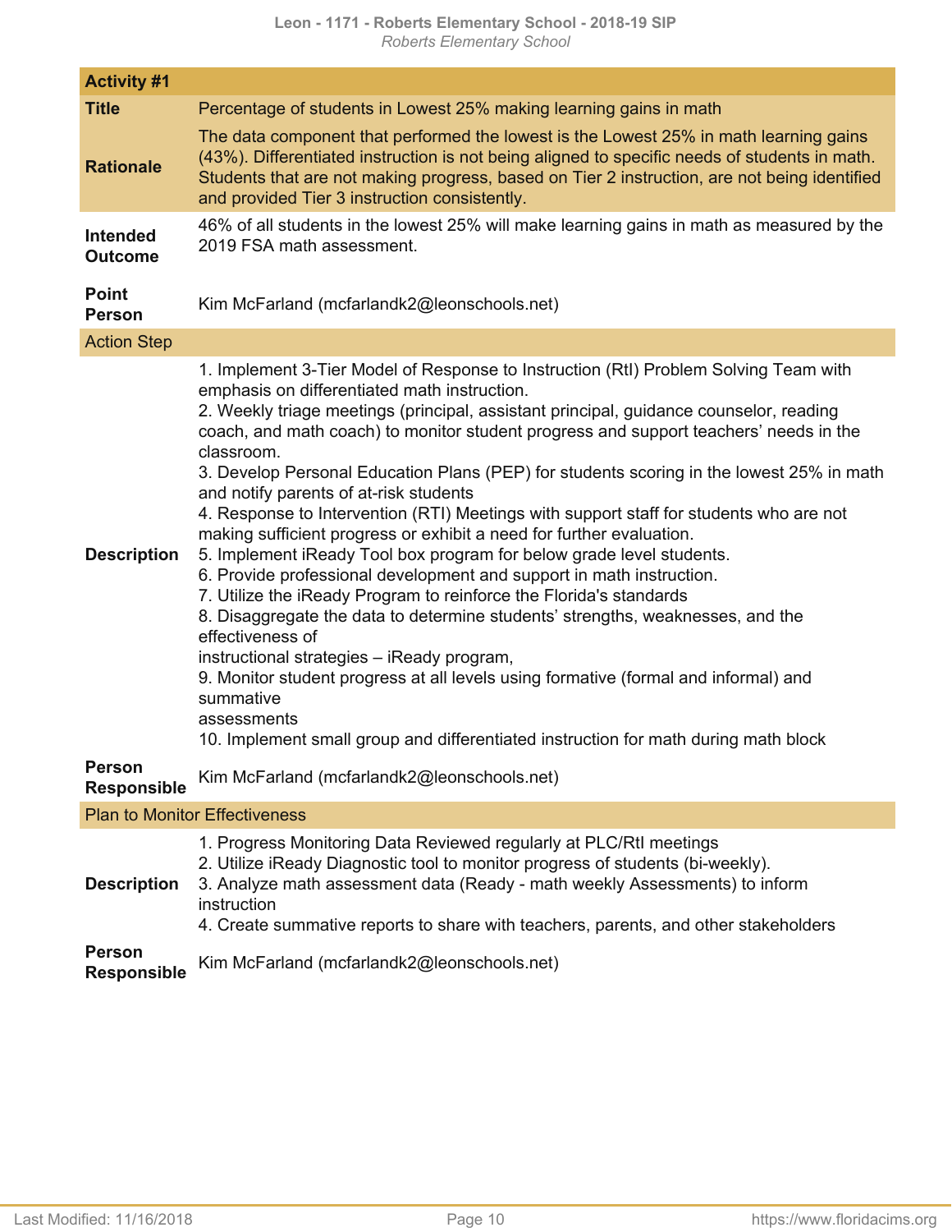| Activity #1 | |
|---|---|
| **Title** | Percentage of students in Lowest 25% making learning gains in math |
| **Rationale** | The data component that performed the lowest is the Lowest 25% in math learning gains (43%). Differentiated instruction is not being aligned to specific needs of students in math. Students that are not making progress, based on Tier 2 instruction, are not being identified and provided Tier 3 instruction consistently. |
| **Intended Outcome** | 46% of all students in the lowest 25% will make learning gains in math as measured by the 2019 FSA math assessment. |
| **Point Person** | Kim McFarland (mcfarlandk2@leonschools.net) |
| **Action Step** | |
| **Description** | 1. Implement 3-Tier Model of Response to Instruction (RtI) Problem Solving Team with emphasis on differentiated math instruction.<br>2. Weekly triage meetings (principal, assistant principal, guidance counselor, reading coach, and math coach) to monitor student progress and support teachers' needs in the classroom.<br>3. Develop Personal Education Plans (PEP) for students scoring in the lowest 25% in math and notify parents of at-risk students<br>4. Response to Intervention (RTI) Meetings with support staff for students who are not making sufficient progress or exhibit a need for further evaluation.<br>5. Implement iReady Tool box program for below grade level students.<br>6. Provide professional development and support in math instruction.<br>7. Utilize the iReady Program to reinforce the Florida's standards<br>8. Disaggregate the data to determine students' strengths, weaknesses, and the effectiveness of<br>instructional strategies – iReady program,<br>9. Monitor student progress at all levels using formative (formal and informal) and summative<br>assessments<br>10. Implement small group and differentiated instruction for math during math block |
| **Person Responsible** | Kim McFarland (mcfarlandk2@leonschools.net) |
| **Plan to Monitor Effectiveness** | |
| **Description** | 1. Progress Monitoring Data Reviewed regularly at PLC/RtI meetings<br>2. Utilize iReady Diagnostic tool to monitor progress of students (bi-weekly).<br>3. Analyze math assessment data (Ready - math weekly Assessments) to inform instruction<br>4. Create summative reports to share with teachers, parents, and other stakeholders |
| **Person Responsible** | Kim McFarland (mcfarlandk2@leonschools.net) |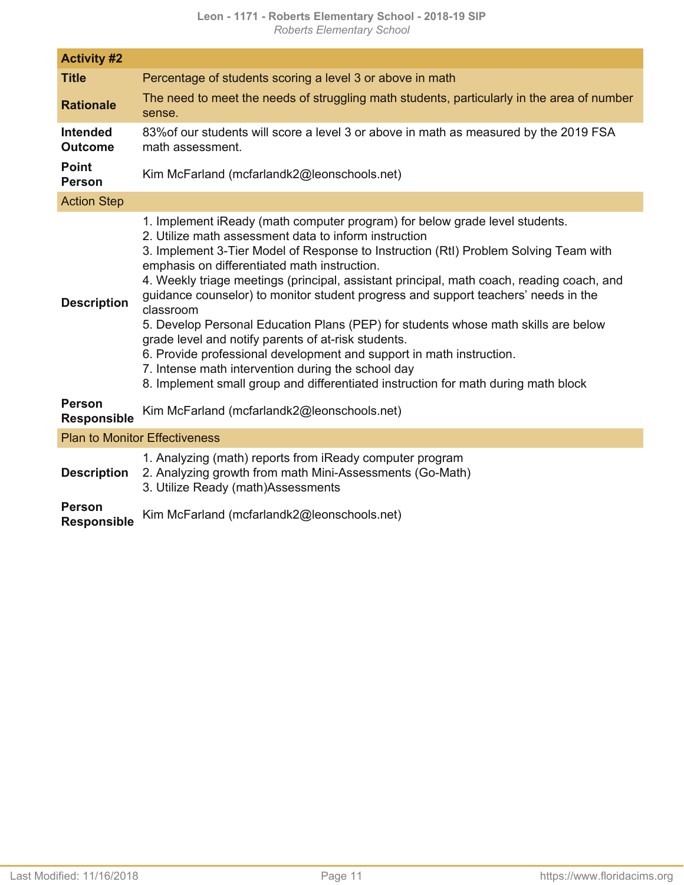## Activity #2

| | |
|---|---|
| **Title** | Percentage of students scoring a level 3 or above in math |
| **Rationale** | The need to meet the needs of struggling math students, particularly in the area of number sense. |
| **Intended Outcome** | 83%of our students will score a level 3 or above in math as measured by the 2019 FSA math assessment. |
| **Point Person** | Kim McFarland (mcfarlandk2@leonschools.net) |

### Action Step

| | |
|---|---|
| **Description** | 1. Implement iReady (math computer program) for below grade level students.<br>2. Utilize math assessment data to inform instruction<br>3. Implement 3-Tier Model of Response to Instruction (RtI) Problem Solving Team with emphasis on differentiated math instruction.<br>4. Weekly triage meetings (principal, assistant principal, math coach, reading coach, and guidance counselor) to monitor student progress and support teachers' needs in the classroom<br>5. Develop Personal Education Plans (PEP) for students whose math skills are below grade level and notify parents of at-risk students.<br>6. Provide professional development and support in math instruction.<br>7. Intense math intervention during the school day<br>8. Implement small group and differentiated instruction for math during math block |
| **Person Responsible** | Kim McFarland (mcfarlandk2@leonschools.net) |

### Plan to Monitor Effectiveness

| | |
|---|---|
| **Description** | 1. Analyzing (math) reports from iReady computer program<br>2. Analyzing growth from math Mini-Assessments (Go-Math)<br>3. Utilize Ready (math)Assessments |
| **Person Responsible** | Kim McFarland (mcfarlandk2@leonschools.net) |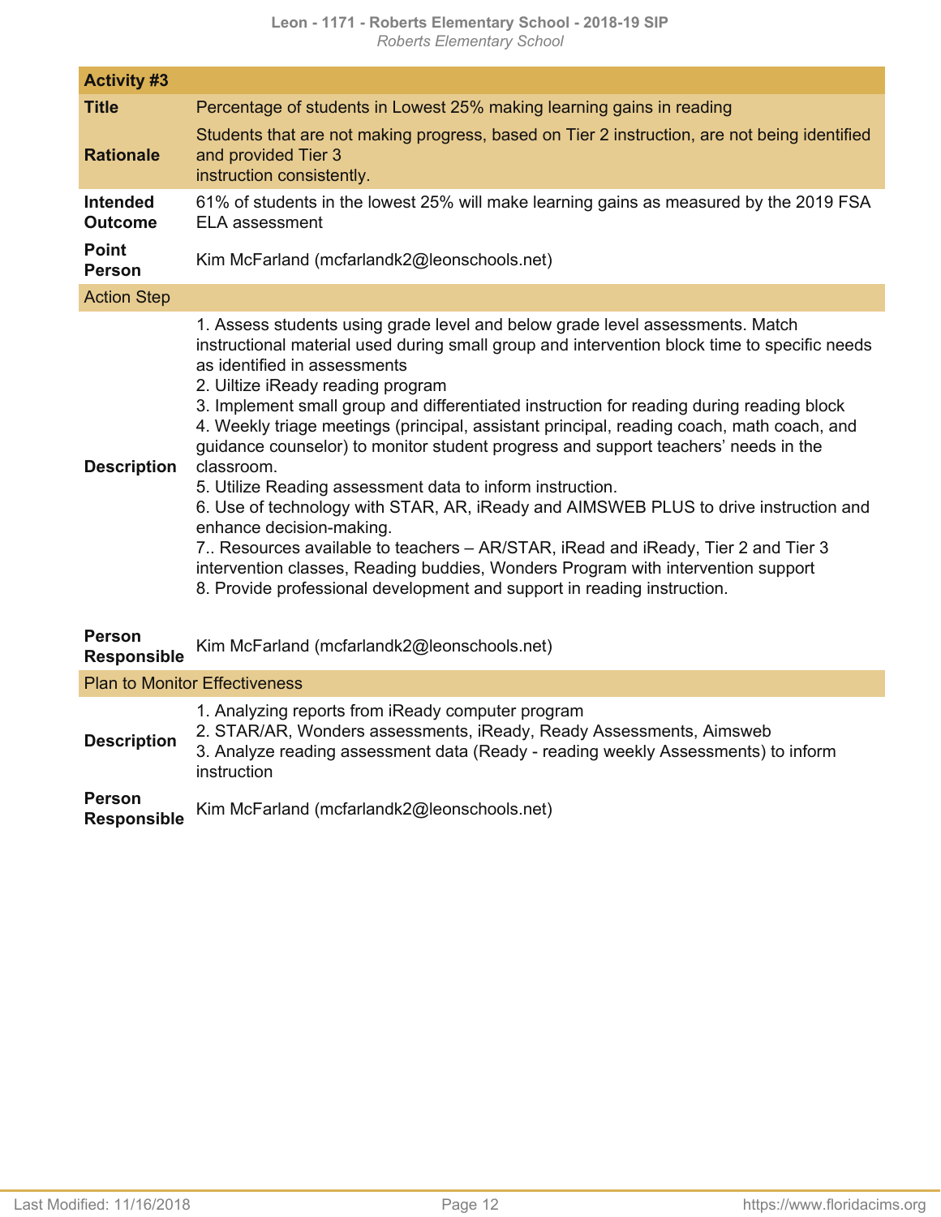| **Activity #3** | |
|---|---|
| **Title** | Percentage of students in Lowest 25% making learning gains in reading |
| **Rationale** | Students that are not making progress, based on Tier 2 instruction, are not being identified and provided Tier 3 instruction consistently. |
| **Intended Outcome** | 61% of students in the lowest 25% will make learning gains as measured by the 2019 FSA ELA assessment |
| **Point Person** | Kim McFarland (mcfarlandk2@leonschools.net) |
| Action Step | |
| **Description** | 1. Assess students using grade level and below grade level assessments. Match instructional material used during small group and intervention block time to specific needs as identified in assessments<br>2. Uiltize iReady reading program<br>3. Implement small group and differentiated instruction for reading during reading block<br>4. Weekly triage meetings (principal, assistant principal, reading coach, math coach, and guidance counselor) to monitor student progress and support teachers' needs in the classroom.<br>5. Utilize Reading assessment data to inform instruction.<br>6. Use of technology with STAR, AR, iReady and AIMSWEB PLUS to drive instruction and enhance decision-making.<br>7.. Resources available to teachers – AR/STAR, iRead and iReady, Tier 2 and Tier 3 intervention classes, Reading buddies, Wonders Program with intervention support<br>8. Provide professional development and support in reading instruction. |
| **Person Responsible** | Kim McFarland (mcfarlandk2@leonschools.net) |
| Plan to Monitor Effectiveness | |
| **Description** | 1. Analyzing reports from iReady computer program<br>2. STAR/AR, Wonders assessments, iReady, Ready Assessments, Aimsweb<br>3. Analyze reading assessment data (Ready - reading weekly Assessments) to inform instruction |
| **Person Responsible** | Kim McFarland (mcfarlandk2@leonschools.net) |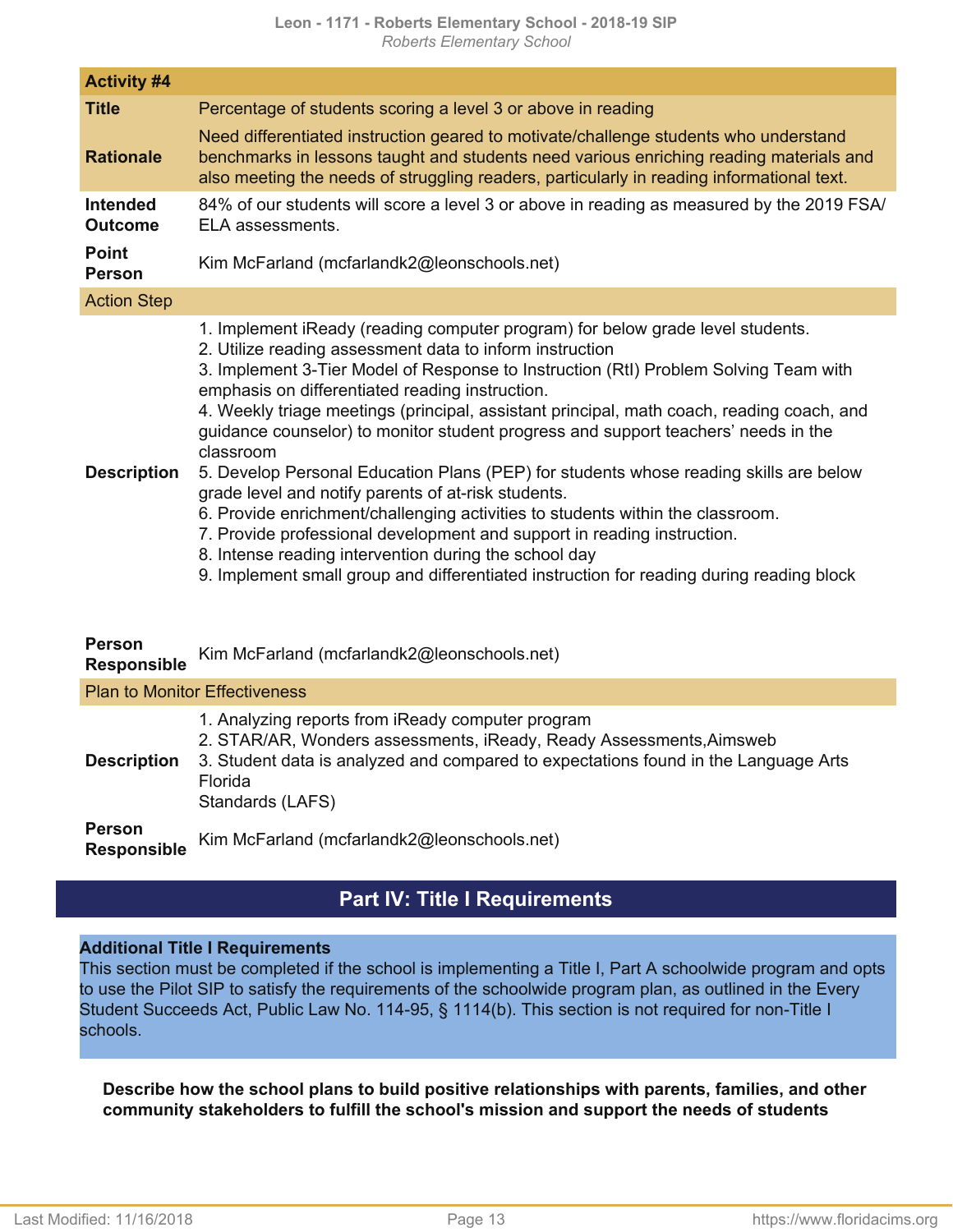| Activity #4 | |
|---|---|
| **Title** | Percentage of students scoring a level 3 or above in reading |
| **Rationale** | Need differentiated instruction geared to motivate/challenge students who understand benchmarks in lessons taught and students need various enriching reading materials and also meeting the needs of struggling readers, particularly in reading informational text. |
| **Intended Outcome** | 84% of our students will score a level 3 or above in reading as measured by the 2019 FSA/ELA assessments. |
| **Point Person** | Kim McFarland (mcfarlandk2@leonschools.net) |

**Action Step**

| | |
|---|---|
| **Description** | 1. Implement iReady (reading computer program) for below grade level students.<br>2. Utilize reading assessment data to inform instruction<br>3. Implement 3-Tier Model of Response to Instruction (RtI) Problem Solving Team with emphasis on differentiated reading instruction.<br>4. Weekly triage meetings (principal, assistant principal, math coach, reading coach, and guidance counselor) to monitor student progress and support teachers' needs in the classroom<br>5. Develop Personal Education Plans (PEP) for students whose reading skills are below grade level and notify parents of at-risk students.<br>6. Provide enrichment/challenging activities to students within the classroom.<br>7. Provide professional development and support in reading instruction.<br>8. Intense reading intervention during the school day<br>9. Implement small group and differentiated instruction for reading during reading block |
| **Person Responsible** | Kim McFarland (mcfarlandk2@leonschools.net) |

**Plan to Monitor Effectiveness**

| | |
|---|---|
| **Description** | 1. Analyzing reports from iReady computer program<br>2. STAR/AR, Wonders assessments, iReady, Ready Assessments,Aimsweb<br>3. Student data is analyzed and compared to expectations found in the Language Arts Florida<br>Standards (LAFS) |
| **Person Responsible** | Kim McFarland (mcfarlandk2@leonschools.net) |

## Part IV: Title I Requirements

**Additional Title I Requirements**

This section must be completed if the school is implementing a Title I, Part A schoolwide program and opts to use the Pilot SIP to satisfy the requirements of the schoolwide program plan, as outlined in the Every Student Succeeds Act, Public Law No. 114-95, § 1114(b). This section is not required for non-Title I schools.

**Describe how the school plans to build positive relationships with parents, families, and other community stakeholders to fulfill the school's mission and support the needs of students**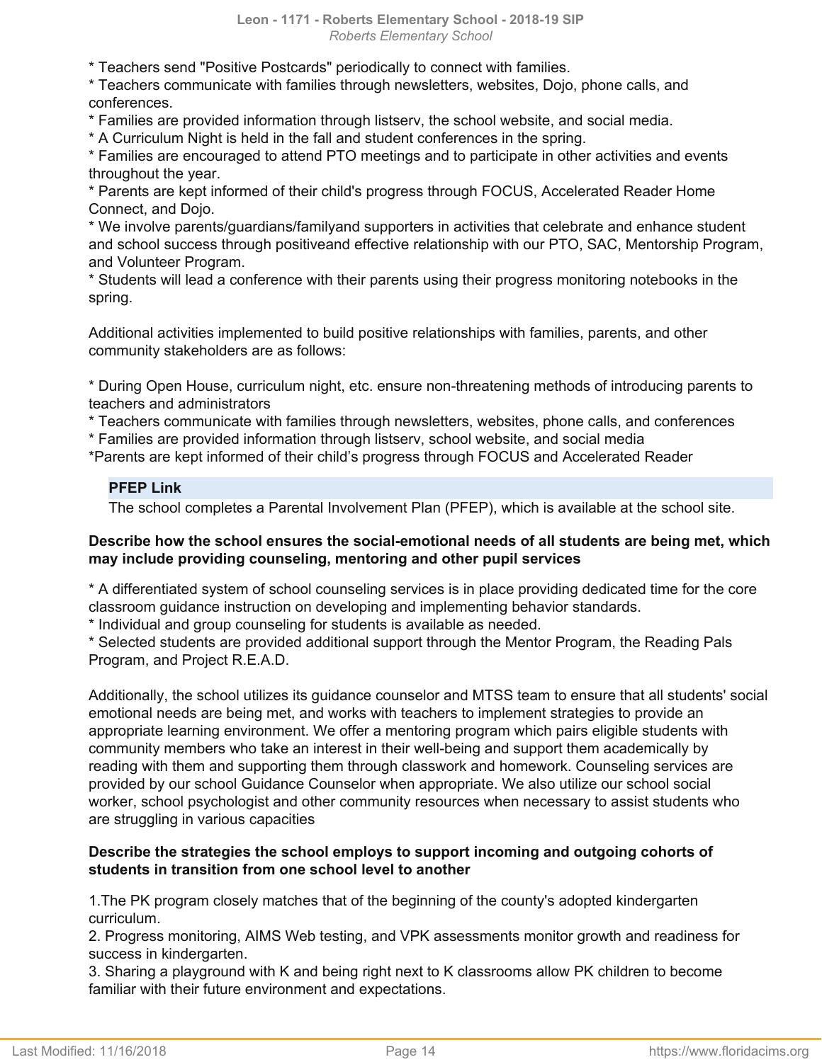* Teachers send "Positive Postcards" periodically to connect with families.
* Teachers communicate with families through newsletters, websites, Dojo, phone calls, and conferences.
* Families are provided information through listserv, the school website, and social media.
* A Curriculum Night is held in the fall and student conferences in the spring.
* Families are encouraged to attend PTO meetings and to participate in other activities and events throughout the year.
* Parents are kept informed of their child's progress through FOCUS, Accelerated Reader Home Connect, and Dojo.
* We involve parents/guardians/familyand supporters in activities that celebrate and enhance student and school success through positiveand effective relationship with our PTO, SAC, Mentorship Program, and Volunteer Program.
* Students will lead a conference with their parents using their progress monitoring notebooks in the spring.

Additional activities implemented to build positive relationships with families, parents, and other community stakeholders are as follows:

* During Open House, curriculum night, etc. ensure non-threatening methods of introducing parents to teachers and administrators
* Teachers communicate with families through newsletters, websites, phone calls, and conferences
* Families are provided information through listserv, school website, and social media
*Parents are kept informed of their child's progress through FOCUS and Accelerated Reader

**PFEP Link**

The school completes a Parental Involvement Plan (PFEP), which is available at the school site.

**Describe how the school ensures the social-emotional needs of all students are being met, which may include providing counseling, mentoring and other pupil services**

* A differentiated system of school counseling services is in place providing dedicated time for the core classroom guidance instruction on developing and implementing behavior standards.
* Individual and group counseling for students is available as needed.
* Selected students are provided additional support through the Mentor Program, the Reading Pals Program, and Project R.E.A.D.

Additionally, the school utilizes its guidance counselor and MTSS team to ensure that all students' social emotional needs are being met, and works with teachers to implement strategies to provide an appropriate learning environment. We offer a mentoring program which pairs eligible students with community members who take an interest in their well-being and support them academically by reading with them and supporting them through classwork and homework. Counseling services are provided by our school Guidance Counselor when appropriate. We also utilize our school social worker, school psychologist and other community resources when necessary to assist students who are struggling in various capacities

**Describe the strategies the school employs to support incoming and outgoing cohorts of students in transition from one school level to another**

1.The PK program closely matches that of the beginning of the county's adopted kindergarten curriculum.
2. Progress monitoring, AIMS Web testing, and VPK assessments monitor growth and readiness for success in kindergarten.
3. Sharing a playground with K and being right next to K classrooms allow PK children to become familiar with their future environment and expectations.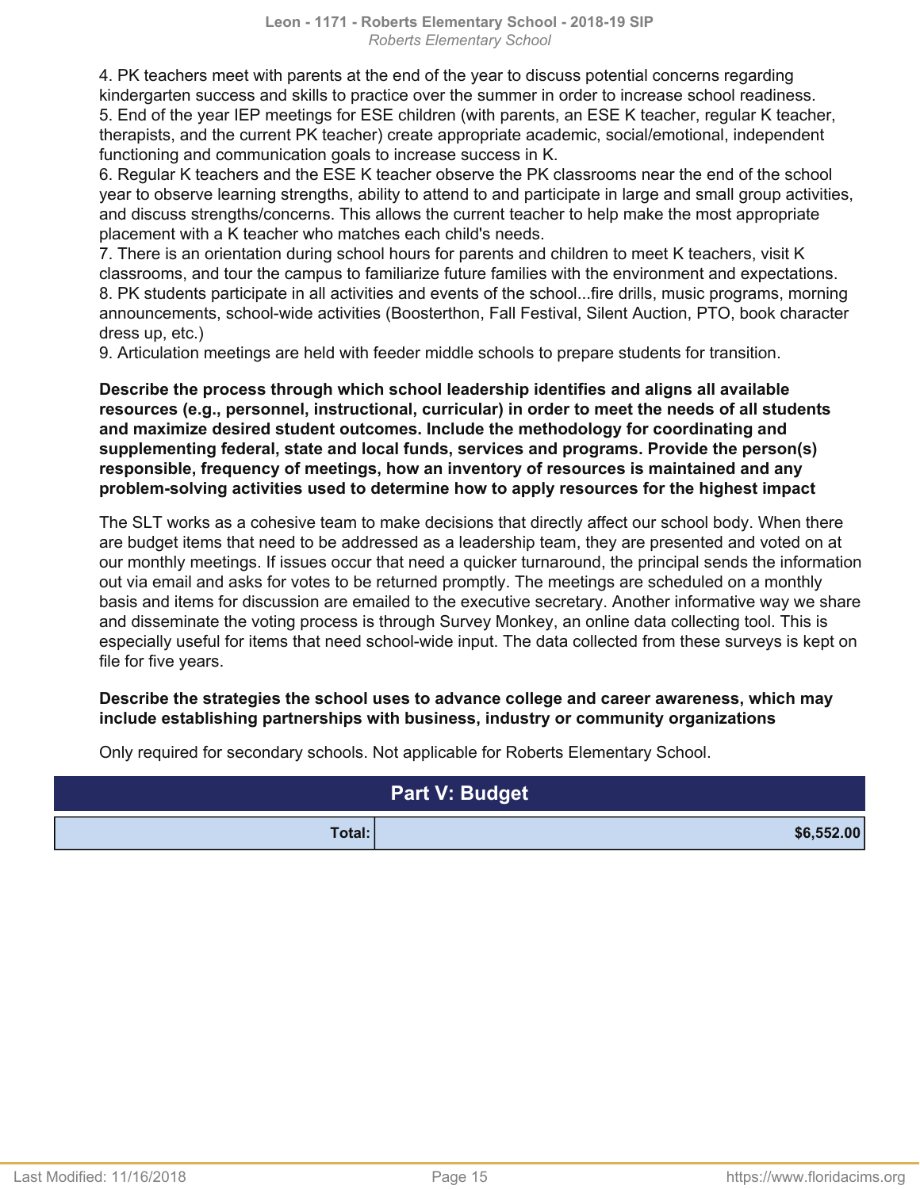4. PK teachers meet with parents at the end of the year to discuss potential concerns regarding kindergarten success and skills to practice over the summer in order to increase school readiness.
5. End of the year IEP meetings for ESE children (with parents, an ESE K teacher, regular K teacher, therapists, and the current PK teacher) create appropriate academic, social/emotional, independent functioning and communication goals to increase success in K.
6. Regular K teachers and the ESE K teacher observe the PK classrooms near the end of the school year to observe learning strengths, ability to attend to and participate in large and small group activities, and discuss strengths/concerns. This allows the current teacher to help make the most appropriate placement with a K teacher who matches each child's needs.
7. There is an orientation during school hours for parents and children to meet K teachers, visit K classrooms, and tour the campus to familiarize future families with the environment and expectations.
8. PK students participate in all activities and events of the school...fire drills, music programs, morning announcements, school-wide activities (Boosterthon, Fall Festival, Silent Auction, PTO, book character dress up, etc.)
9. Articulation meetings are held with feeder middle schools to prepare students for transition.

**Describe the process through which school leadership identifies and aligns all available resources (e.g., personnel, instructional, curricular) in order to meet the needs of all students and maximize desired student outcomes. Include the methodology for coordinating and supplementing federal, state and local funds, services and programs. Provide the person(s) responsible, frequency of meetings, how an inventory of resources is maintained and any problem-solving activities used to determine how to apply resources for the highest impact**

The SLT works as a cohesive team to make decisions that directly affect our school body. When there are budget items that need to be addressed as a leadership team, they are presented and voted on at our monthly meetings. If issues occur that need a quicker turnaround, the principal sends the information out via email and asks for votes to be returned promptly. The meetings are scheduled on a monthly basis and items for discussion are emailed to the executive secretary. Another informative way we share and disseminate the voting process is through Survey Monkey, an online data collecting tool. This is especially useful for items that need school-wide input. The data collected from these surveys is kept on file for five years.

**Describe the strategies the school uses to advance college and career awareness, which may include establishing partnerships with business, industry or community organizations**

Only required for secondary schools. Not applicable for Roberts Elementary School.

## Part V: Budget

| | |
|---|---|
| **Total:** | **$6,552.00** |